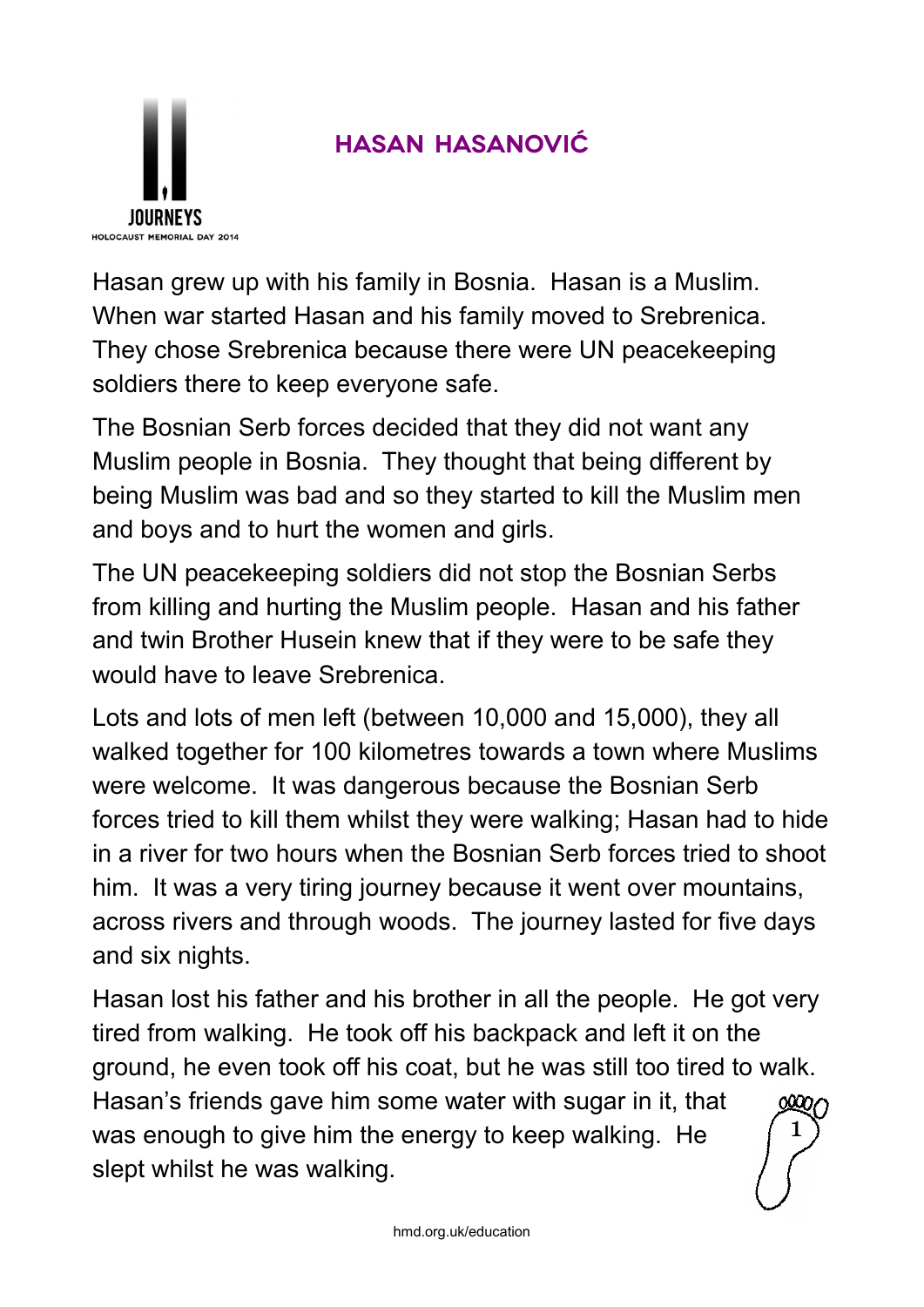# HASAN HASANOVIĆ

Hasan grew up with his family in Bosnia. Hasan is a Muslim. When war started Hasan and his family moved to Srebrenica. They chose Srebrenica because there were UN peacekeeping soldiers there to keep everyone safe.

The Bosnian Serb forces decided that they did not want any Muslim people in Bosnia. They thought that being different by being Muslim was bad and so they started to kill the Muslim men and boys and to hurt the women and girls.

The UN peacekeeping soldiers did not stop the Bosnian Serbs from killing and hurting the Muslim people. Hasan and his father and twin Brother Husein knew that if they were to be safe they would have to leave Srebrenica.

Lots and lots of men left (between 10,000 and 15,000), they all walked together for 100 kilometres towards a town where Muslims were welcome. It was dangerous because the Bosnian Serb forces tried to kill them whilst they were walking; Hasan had to hide in a river for two hours when the Bosnian Serb forces tried to shoot him. It was a very tiring journey because it went over mountains, across rivers and through woods. The journey lasted for five days and six nights.

Hasan lost his father and his brother in all the people. He got very tired from walking. He took off his backpack and left it on the ground, he even took off his coat, but he was still too tired to walk. Hasan's friends gave him some water with sugar in it, that was enough to give him the energy to keep walking. He slept whilst he was walking.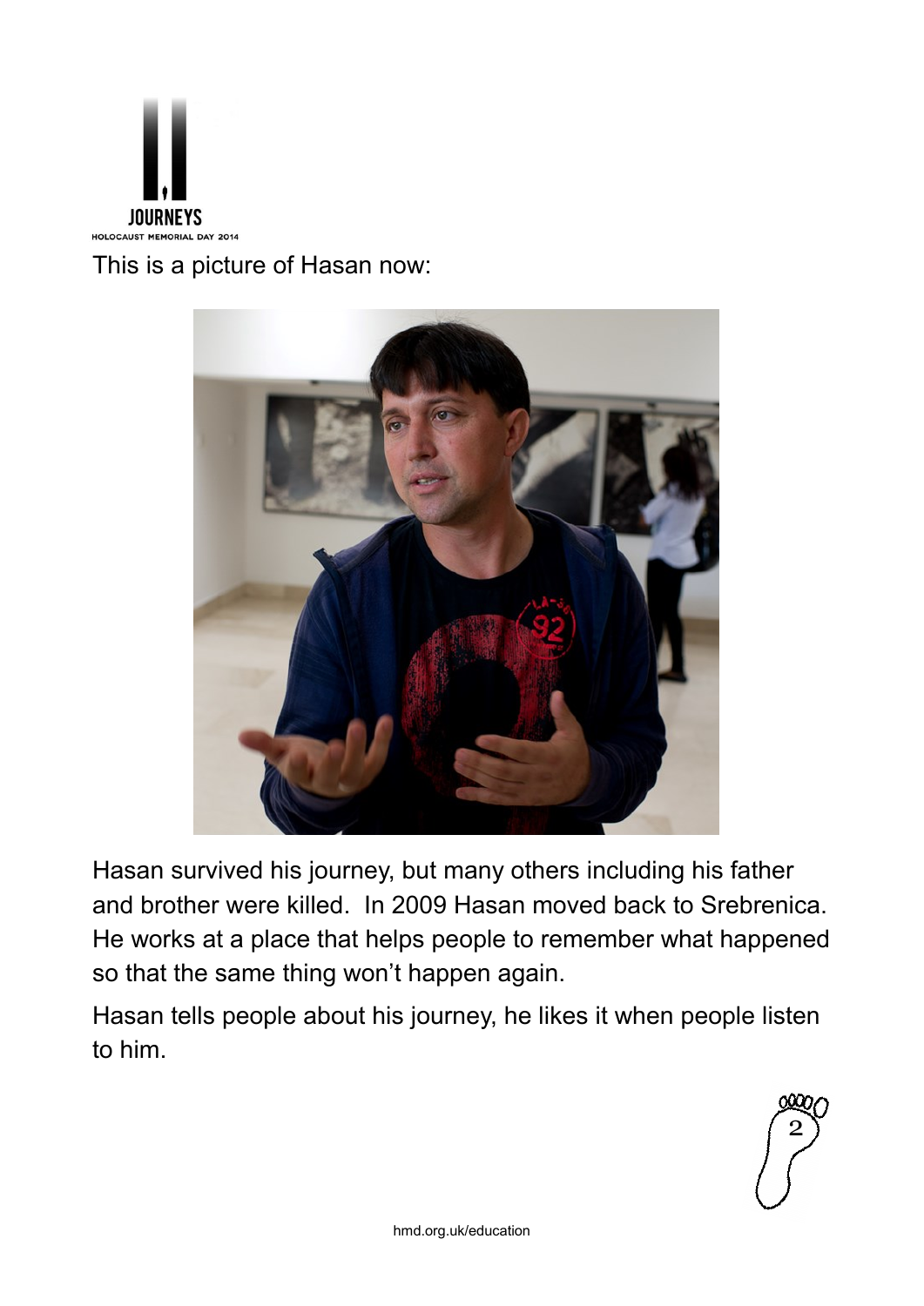This is a picture of Hasan now:

Hasan survived his journey, but many others including his father and brother were killed. In 2009 Hasan moved back to Srebrenica. He works at a place that helps people to remember what happened so that the same thing won't happen again.

Hasan tells people about his journey, he likes it when people listen to him.